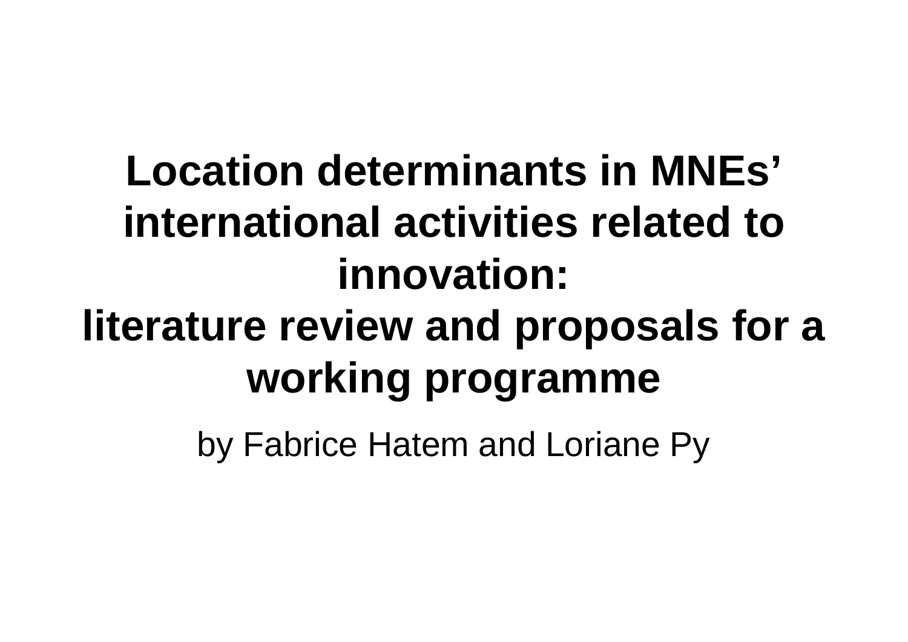# Location determinants in MNEs' international activities related to innovation: literature review and proposals for a working programme

by Fabrice Hatem and Loriane Py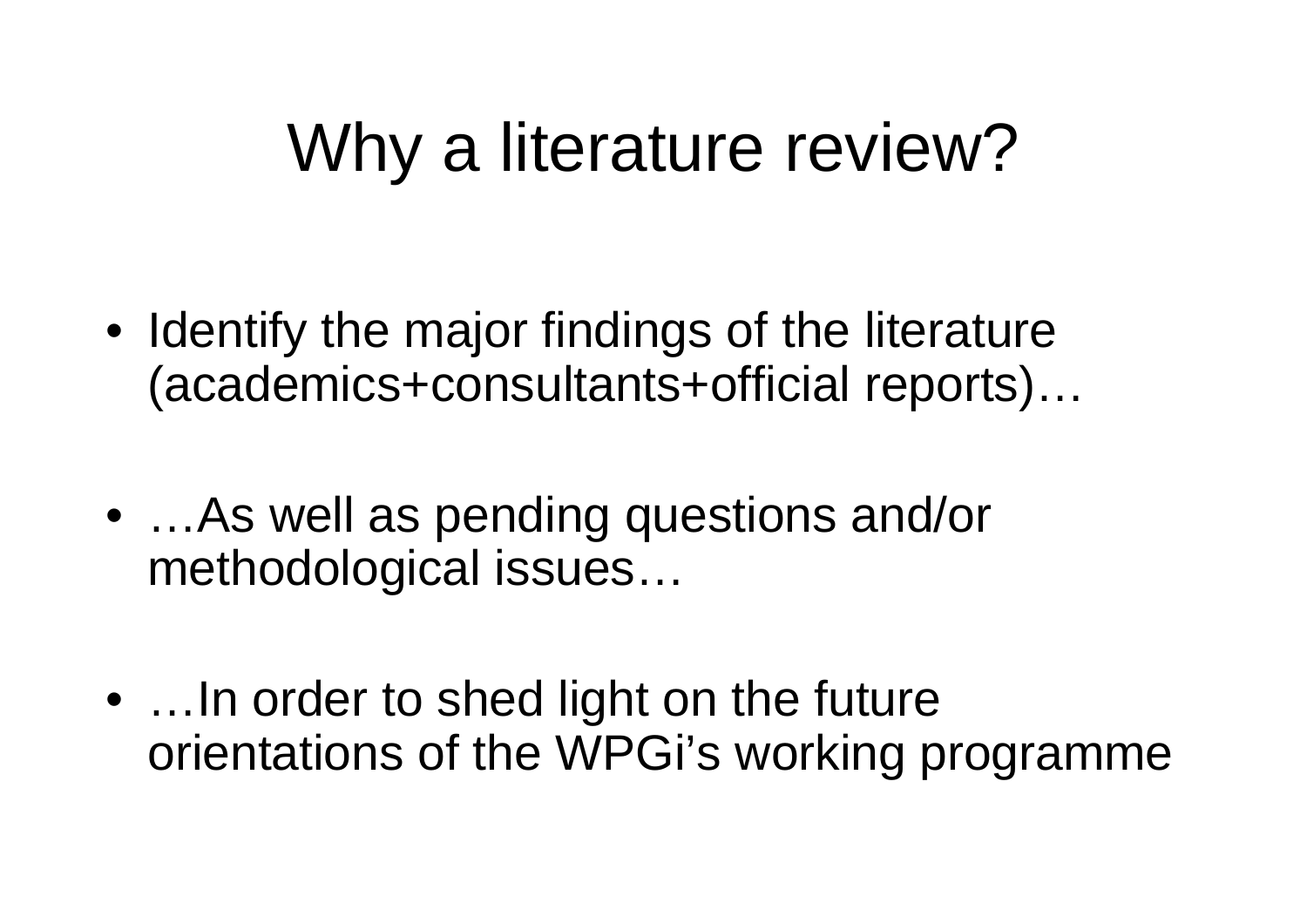# Why a literature review?

- Identify the major findings of the literature (academics+consultants+official reports)…

- …As well as pending questions and/or methodological issues…

- …In order to shed light on the future orientations of the WPGi's working programme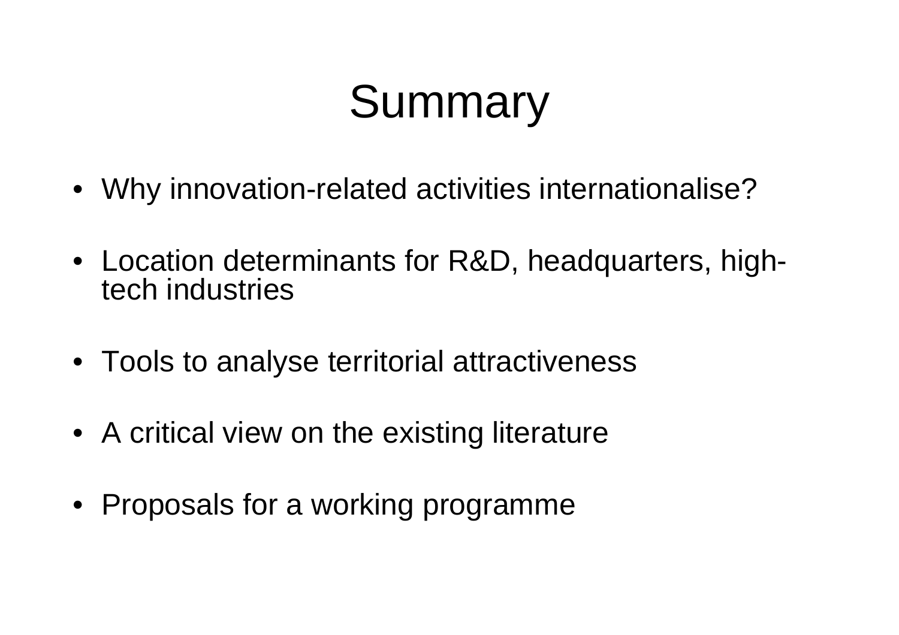# Summary

- Why innovation-related activities internationalise?
- Location determinants for R&D, headquarters, high-tech industries
- Tools to analyse territorial attractiveness
- A critical view on the existing literature
- Proposals for a working programme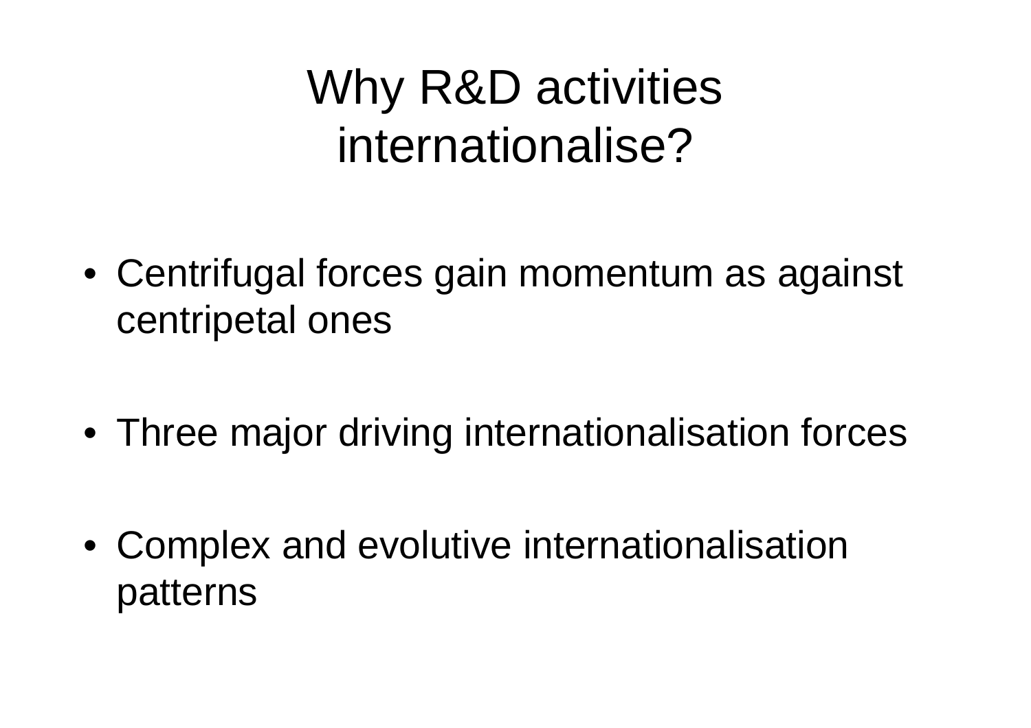# Why R&D activities internationalise?

- Centrifugal forces gain momentum as against centripetal ones
- Three major driving internationalisation forces
- Complex and evolutive internationalisation patterns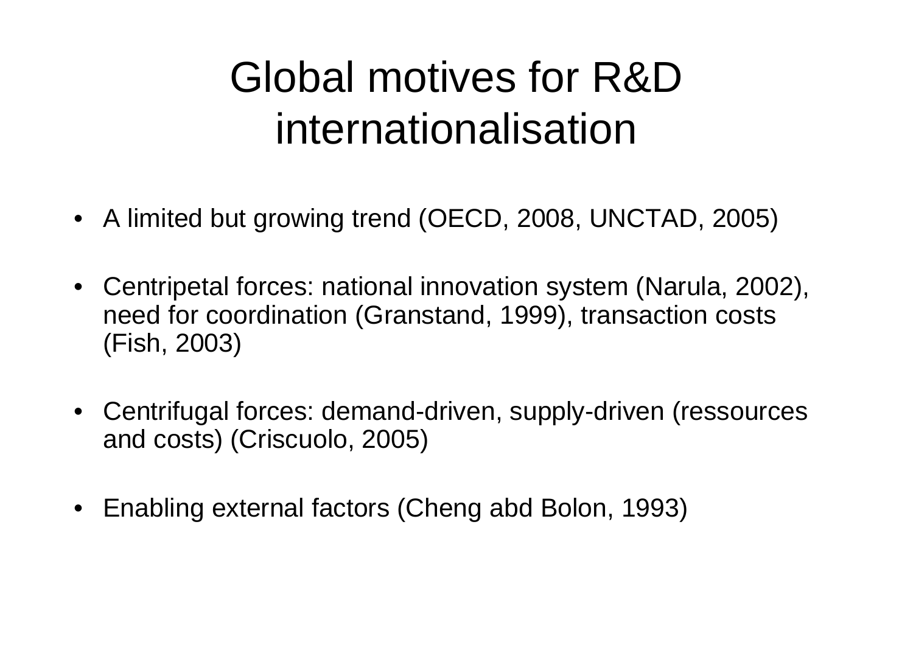# Global motives for R&D internationalisation

- A limited but growing trend (OECD, 2008, UNCTAD, 2005)
- Centripetal forces: national innovation system (Narula, 2002), need for coordination (Granstand, 1999), transaction costs (Fish, 2003)
- Centrifugal forces: demand-driven, supply-driven (ressources and costs) (Criscuolo, 2005)
- Enabling external factors (Cheng abd Bolon, 1993)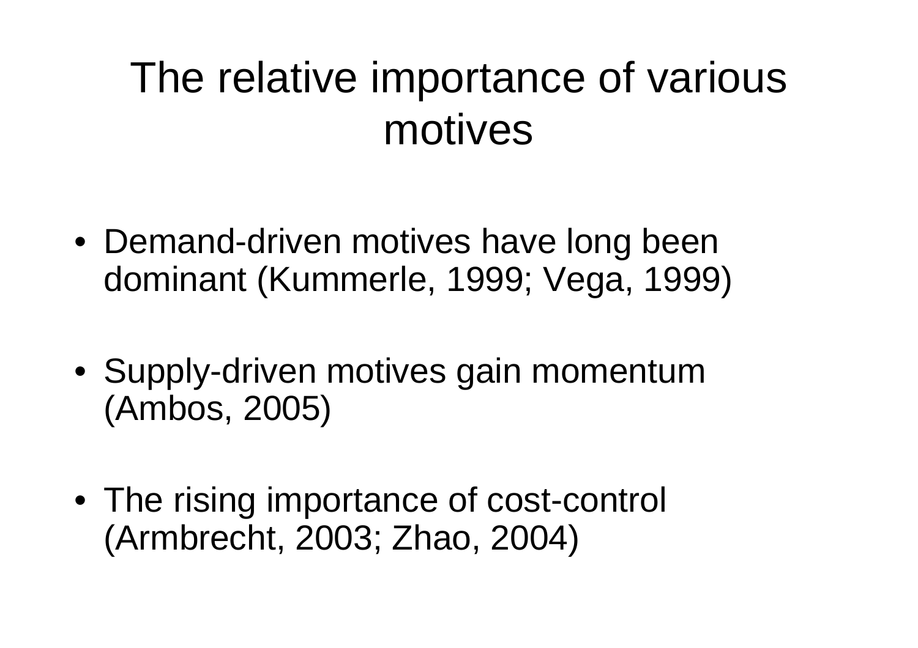# The relative importance of various motives

- Demand-driven motives have long been dominant (Kummerle, 1999; Vega, 1999)
- Supply-driven motives gain momentum (Ambos, 2005)
- The rising importance of cost-control (Armbrecht, 2003; Zhao, 2004)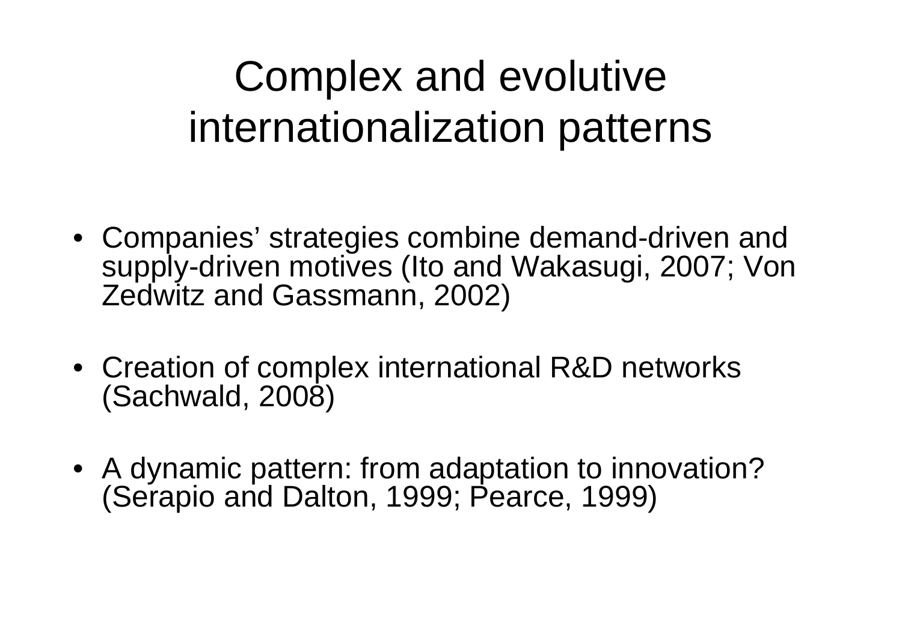# Complex and evolutive internationalization patterns

- Companies' strategies combine demand-driven and supply-driven motives (Ito and Wakasugi, 2007; Von Zedwitz and Gassmann, 2002)
- Creation of complex international R&D networks (Sachwald, 2008)
- A dynamic pattern: from adaptation to innovation? (Serapio and Dalton, 1999; Pearce, 1999)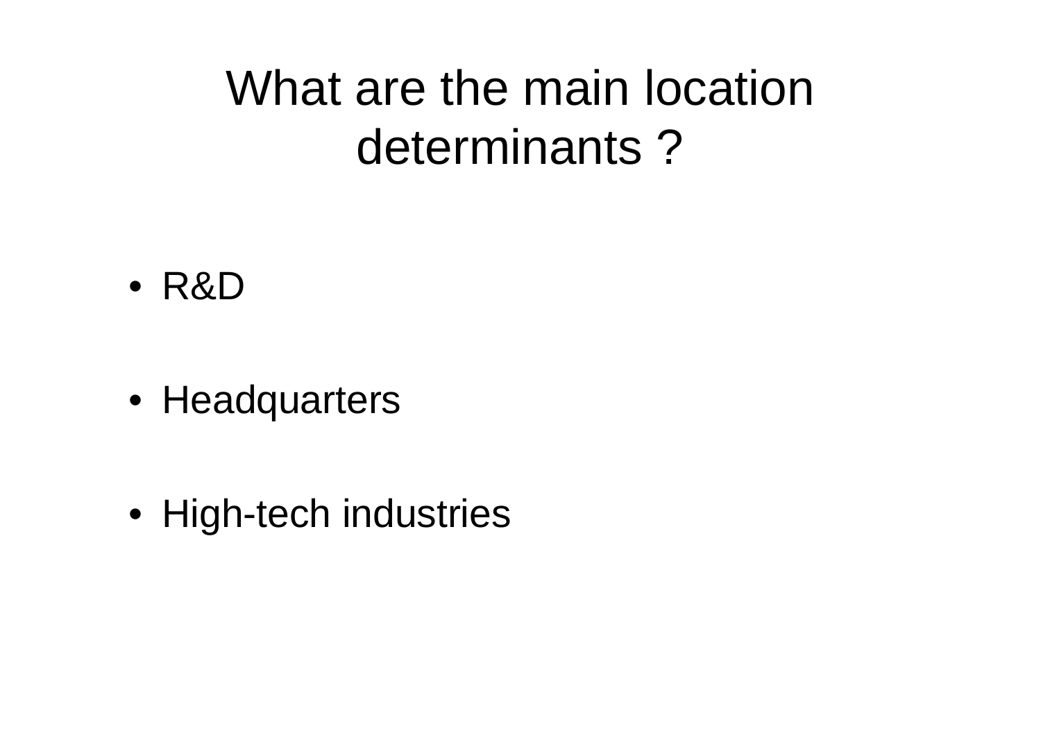# What are the main location determinants ?

- R&D
- Headquarters
- High-tech industries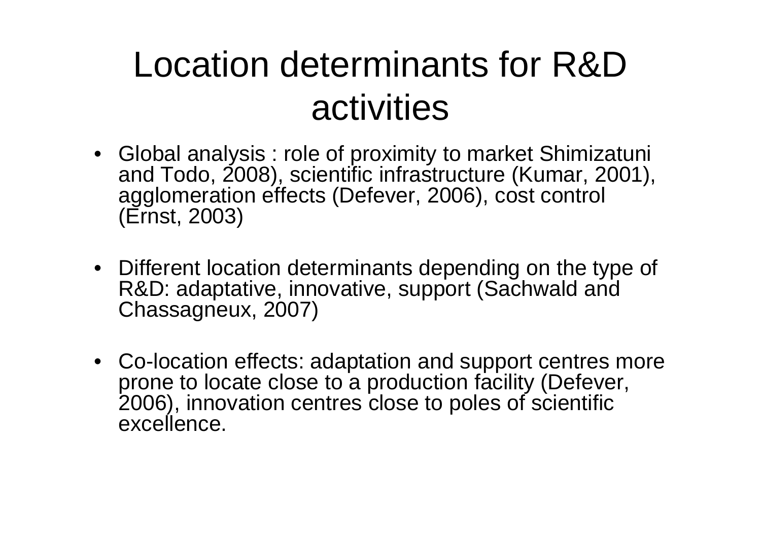# Location determinants for R&D activities

- Global analysis : role of proximity to market Shimizatuni and Todo, 2008), scientific infrastructure (Kumar, 2001), agglomeration effects (Defever, 2006), cost control (Ernst, 2003)
- Different location determinants depending on the type of R&D: adaptative, innovative, support (Sachwald and Chassagneux, 2007)
- Co-location effects: adaptation and support centres more prone to locate close to a production facility (Defever, 2006), innovation centres close to poles of scientific excellence.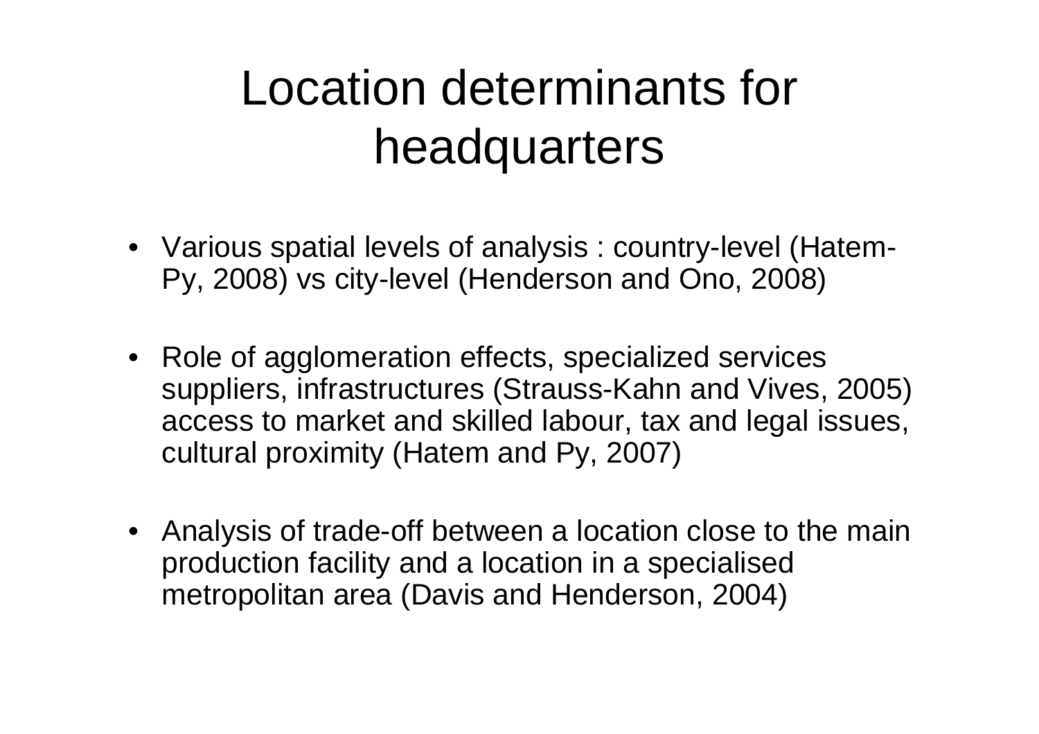# Location determinants for headquarters

- Various spatial levels of analysis : country-level (Hatem-Py, 2008) vs city-level (Henderson and Ono, 2008)

- Role of agglomeration effects, specialized services suppliers, infrastructures (Strauss-Kahn and Vives, 2005) access to market and skilled labour, tax and legal issues, cultural proximity (Hatem and Py, 2007)

- Analysis of trade-off between a location close to the main production facility and a location in a specialised metropolitan area (Davis and Henderson, 2004)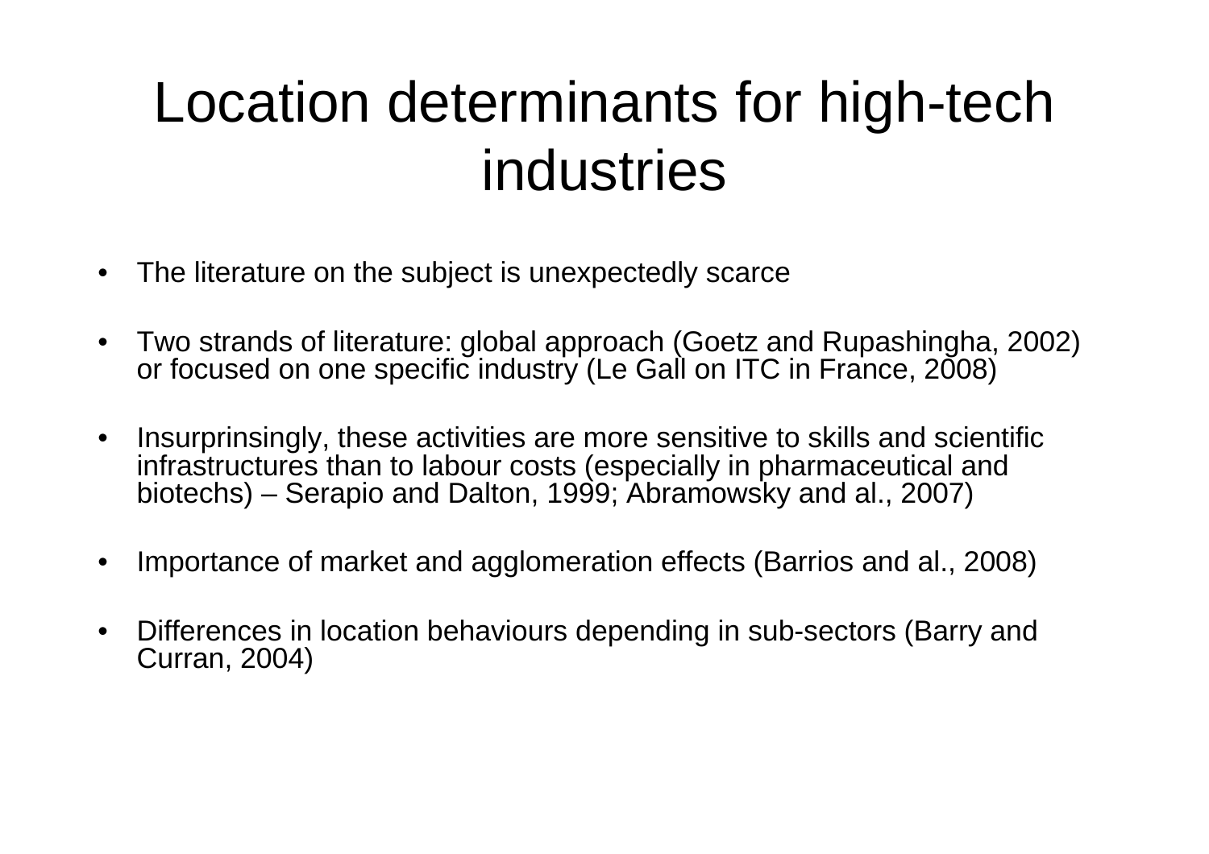# Location determinants for high-tech industries

- The literature on the subject is unexpectedly scarce
- Two strands of literature: global approach (Goetz and Rupashingha, 2002) or focused on one specific industry (Le Gall on ITC in France, 2008)
- Insurprinsingly, these activities are more sensitive to skills and scientific infrastructures than to labour costs (especially in pharmaceutical and biotechs) – Serapio and Dalton, 1999; Abramowsky and al., 2007)
- Importance of market and agglomeration effects (Barrios and al., 2008)
- Differences in location behaviours depending in sub-sectors (Barry and Curran, 2004)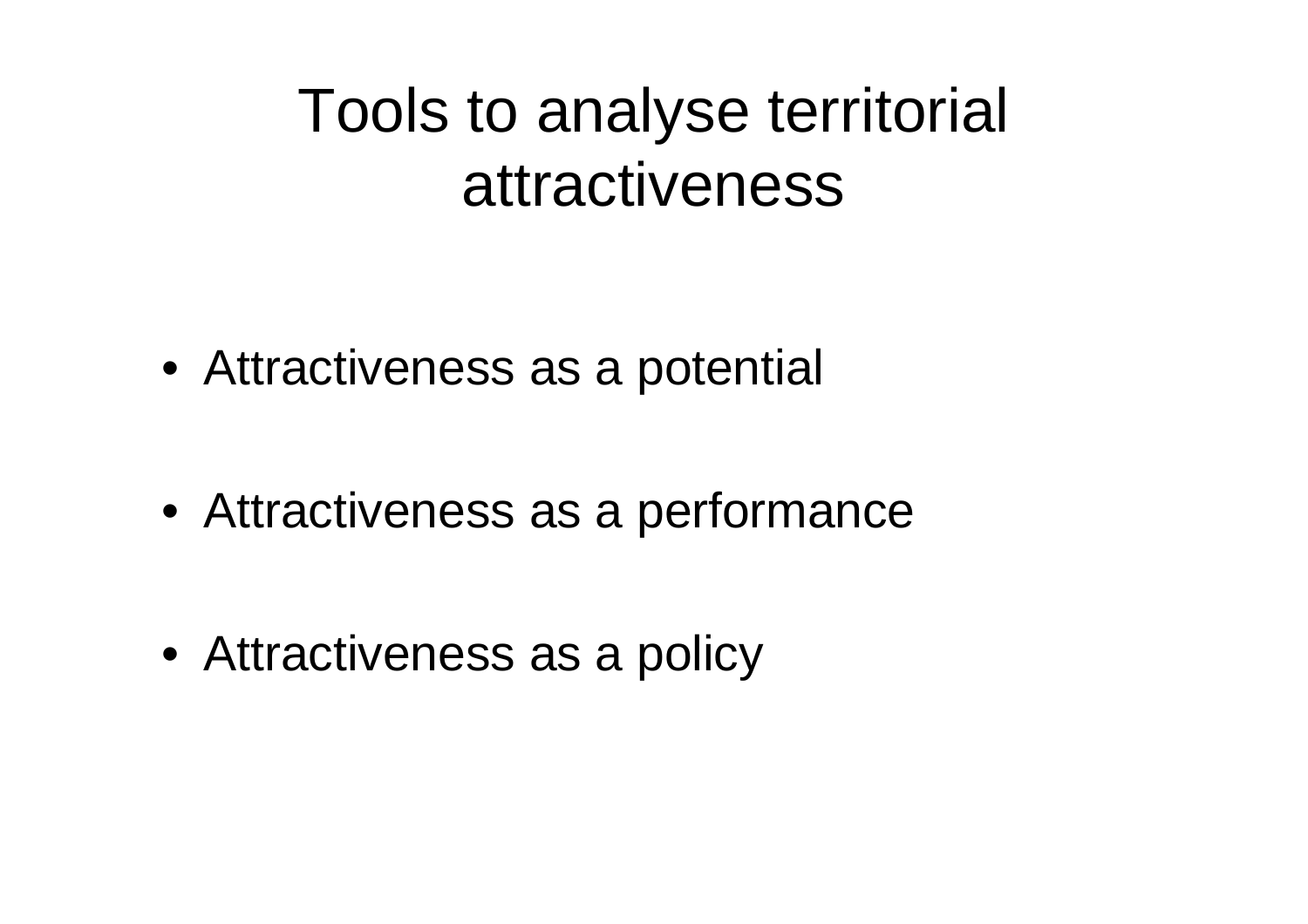# Tools to analyse territorial attractiveness

- Attractiveness as a potential
- Attractiveness as a performance
- Attractiveness as a policy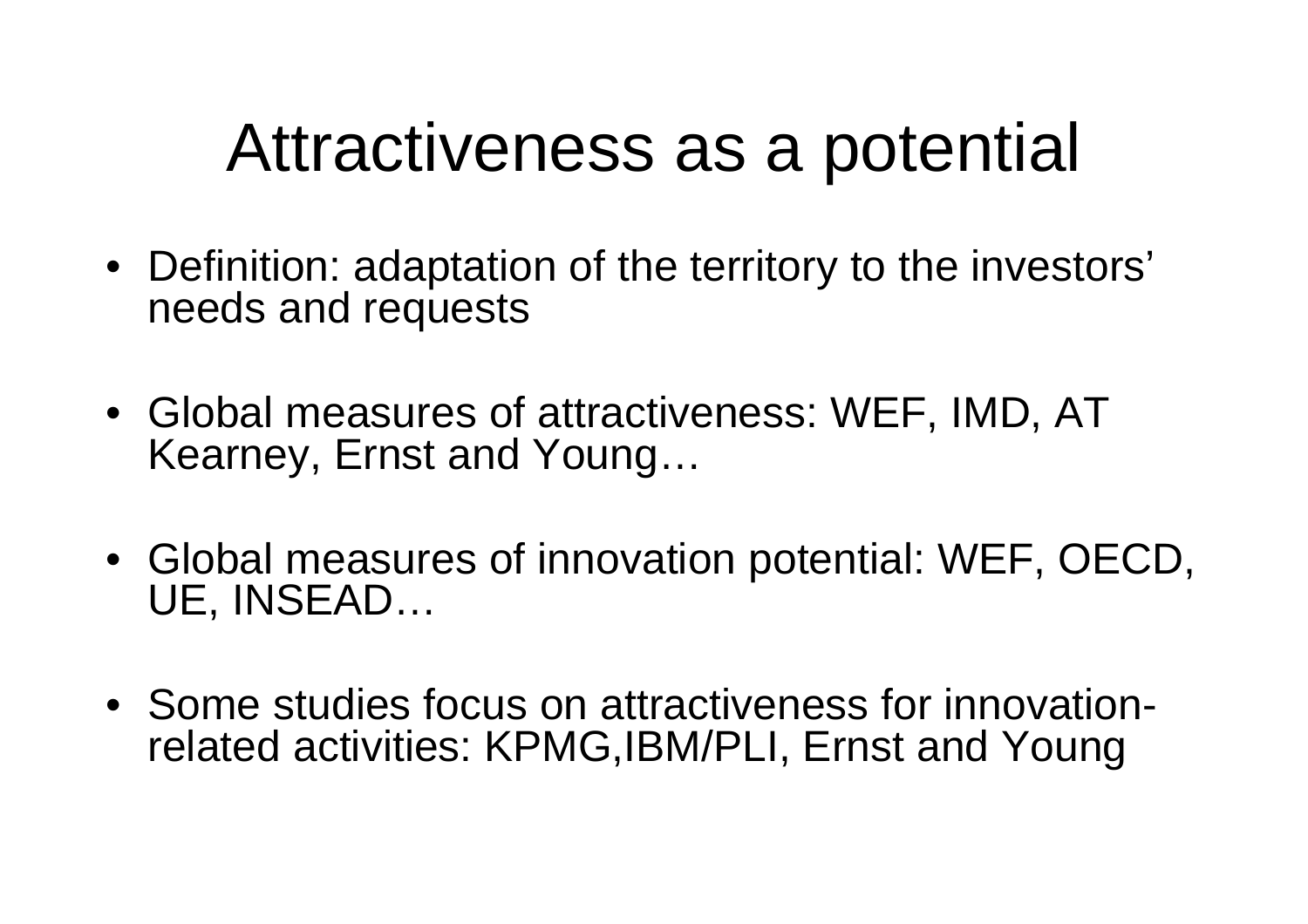# Attractiveness as a potential

- Definition: adaptation of the territory to the investors' needs and requests
- Global measures of attractiveness: WEF, IMD, AT Kearney, Ernst and Young…
- Global measures of innovation potential: WEF, OECD, UE, INSEAD…
- Some studies focus on attractiveness for innovation-related activities: KPMG,IBM/PLI, Ernst and Young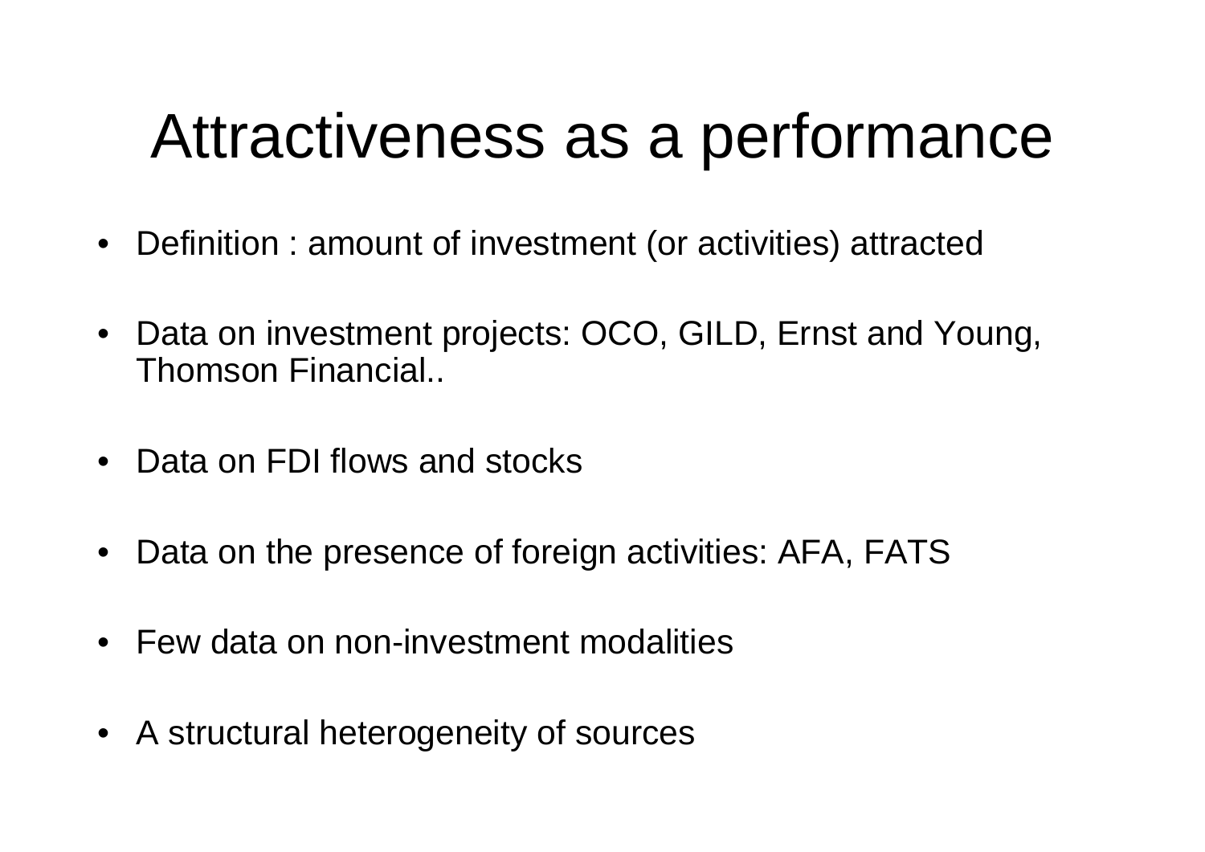# Attractiveness as a performance

- Definition : amount of investment (or activities) attracted
- Data on investment projects: OCO, GILD, Ernst and Young, Thomson Financial..
- Data on FDI flows and stocks
- Data on the presence of foreign activities: AFA, FATS
- Few data on non-investment modalities
- A structural heterogeneity of sources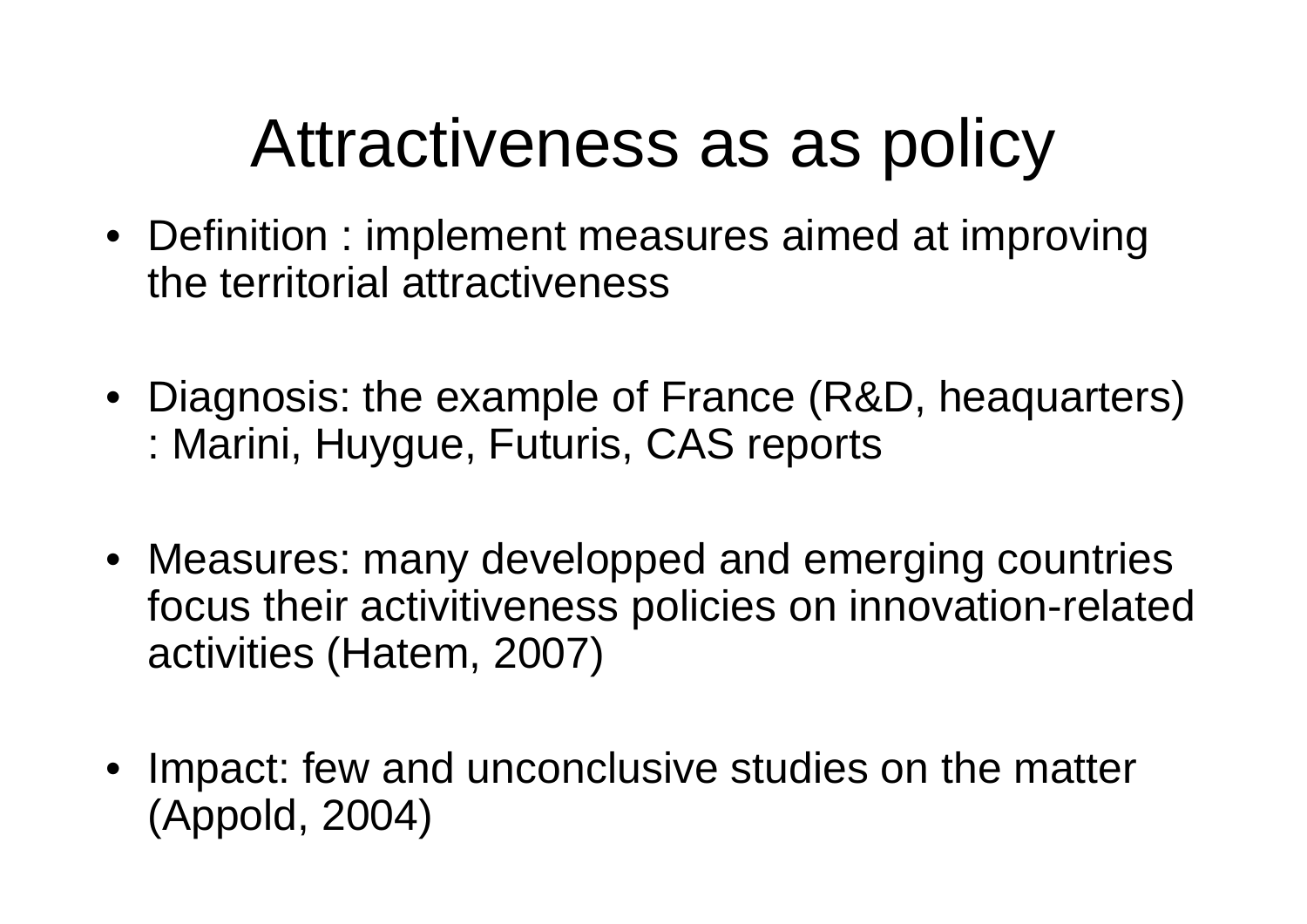# Attractiveness as as policy

- Definition : implement measures aimed at improving the territorial attractiveness

- Diagnosis: the example of France (R&D, heaquarters) : Marini, Huygue, Futuris, CAS reports

- Measures: many developped and emerging countries focus their activitiveness policies on innovation-related activities (Hatem, 2007)

- Impact: few and unconclusive studies on the matter (Appold, 2004)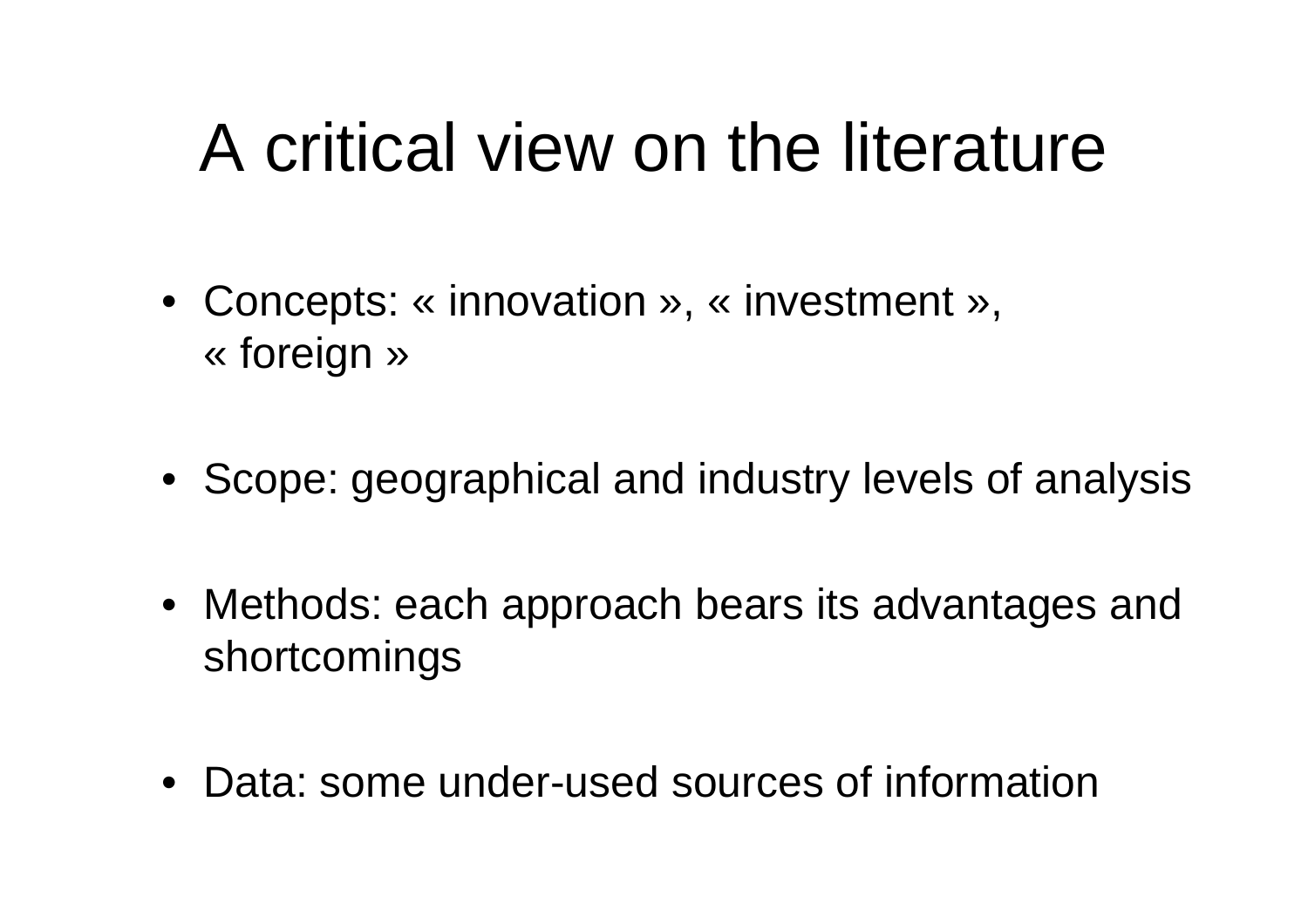# A critical view on the literature

- Concepts: « innovation », « investment », « foreign »
- Scope: geographical and industry levels of analysis
- Methods: each approach bears its advantages and shortcomings
- Data: some under-used sources of information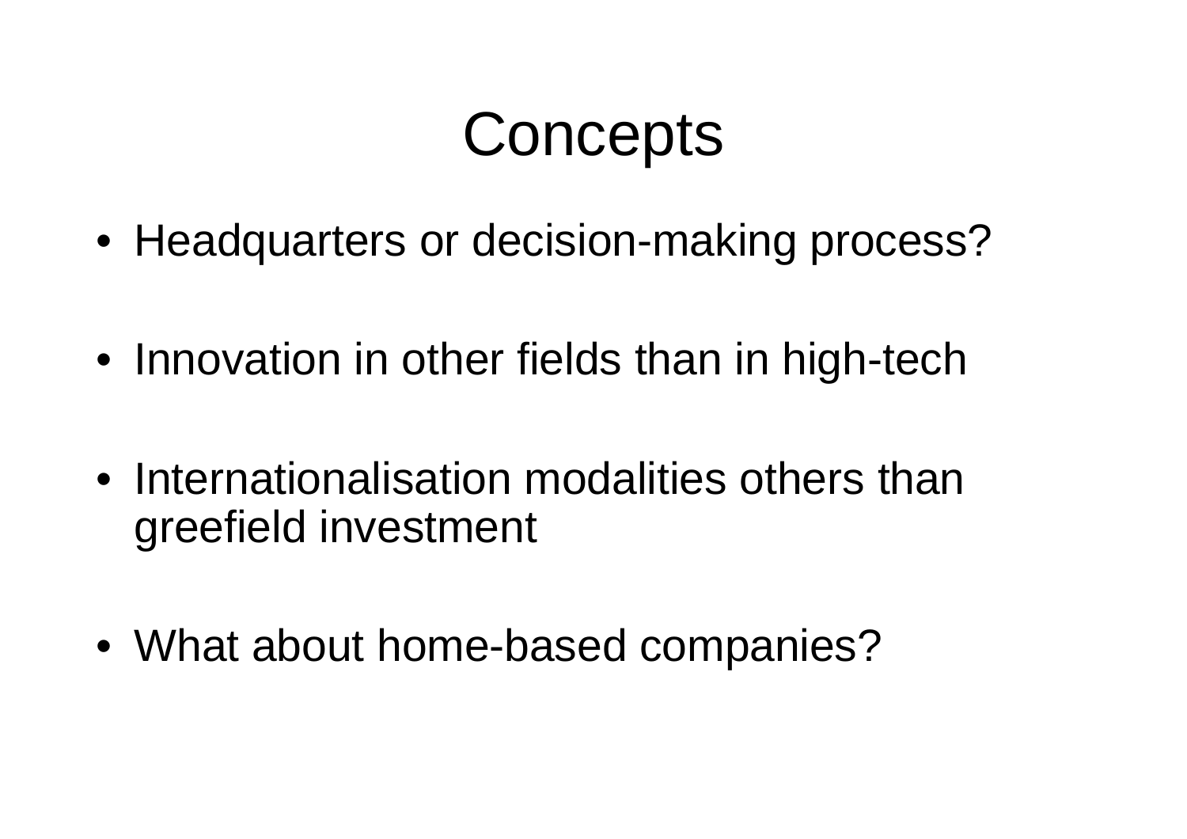# Concepts

- Headquarters or decision-making process?
- Innovation in other fields than in high-tech
- Internationalisation modalities others than greefield investment
- What about home-based companies?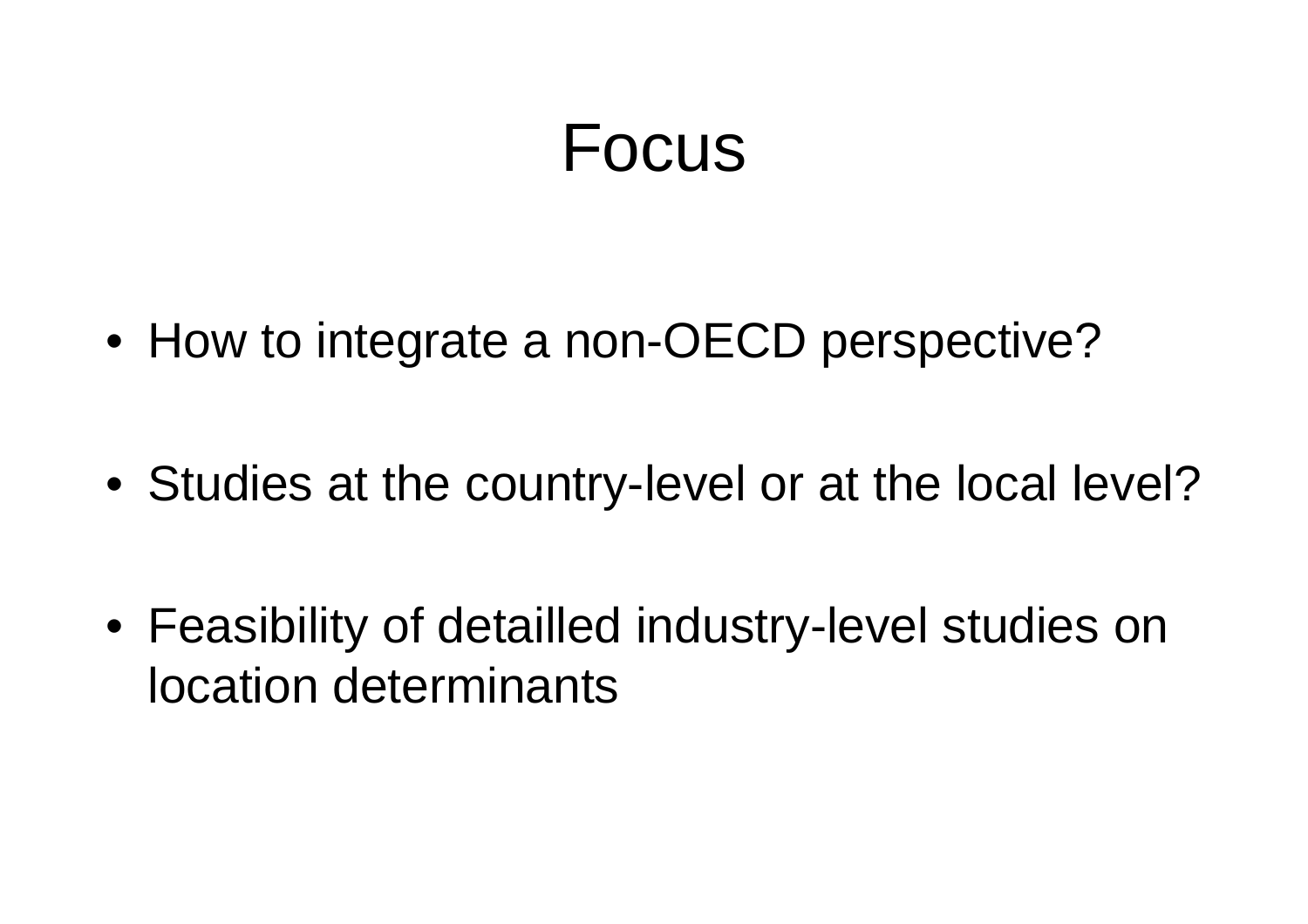# Focus

- How to integrate a non-OECD perspective?
- Studies at the country-level or at the local level?
- Feasibility of detailled industry-level studies on location determinants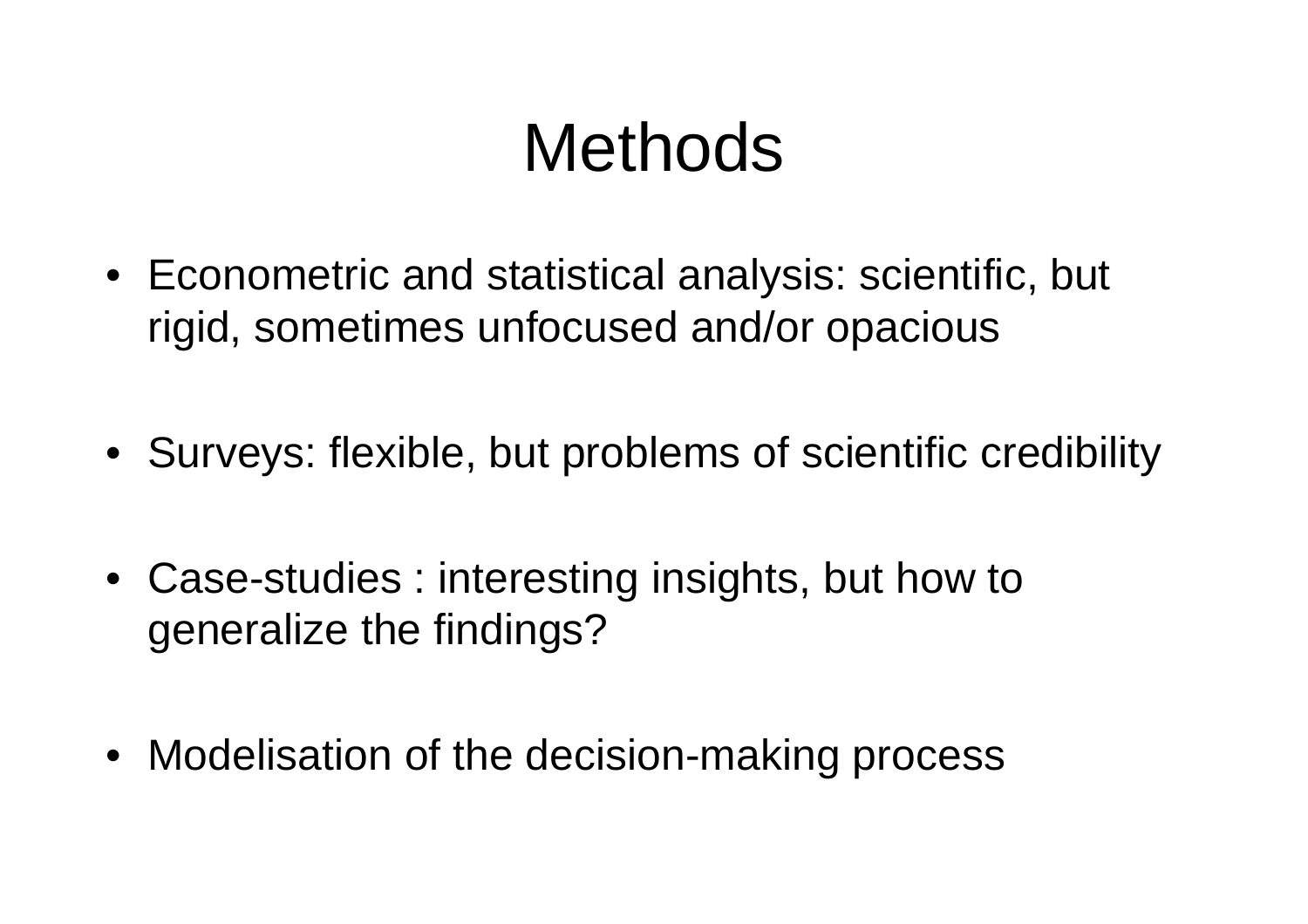# Methods

- Econometric and statistical analysis: scientific, but rigid, sometimes unfocused and/or opacious
- Surveys: flexible, but problems of scientific credibility
- Case-studies : interesting insights, but how to generalize the findings?
- Modelisation of the decision-making process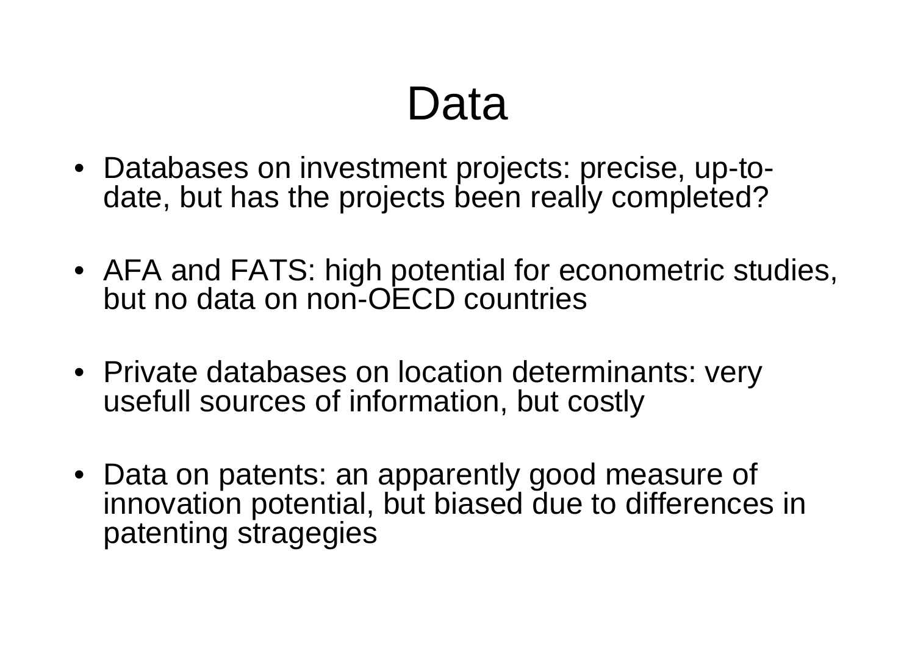# Data

- Databases on investment projects: precise, up-to-date, but has the projects been really completed?

- AFA and FATS: high potential for econometric studies, but no data on non-OECD countries

- Private databases on location determinants: very usefull sources of information, but costly

- Data on patents: an apparently good measure of innovation potential, but biased due to differences in patenting stragegies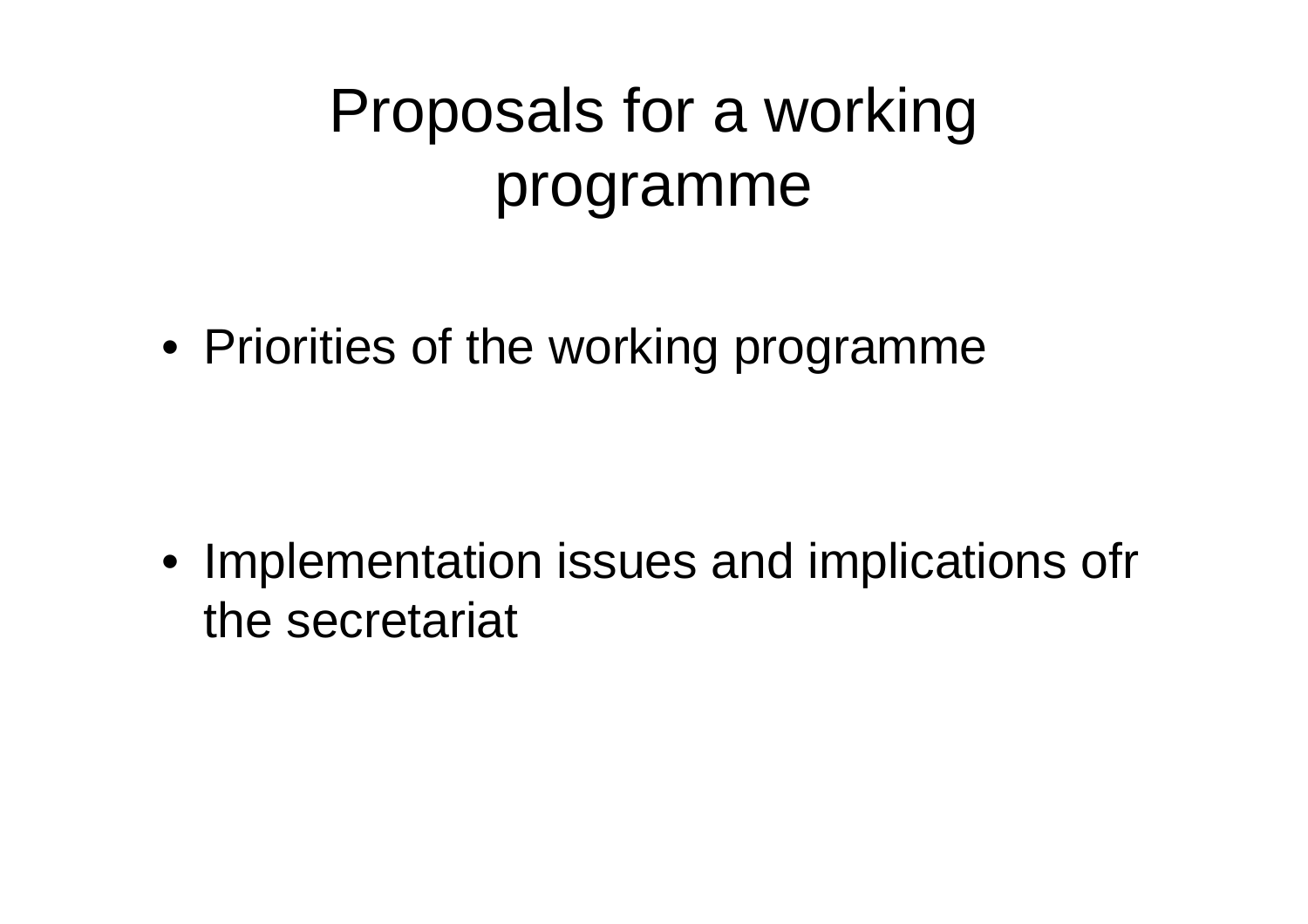# Proposals for a working programme

- Priorities of the working programme

- Implementation issues and implications ofr the secretariat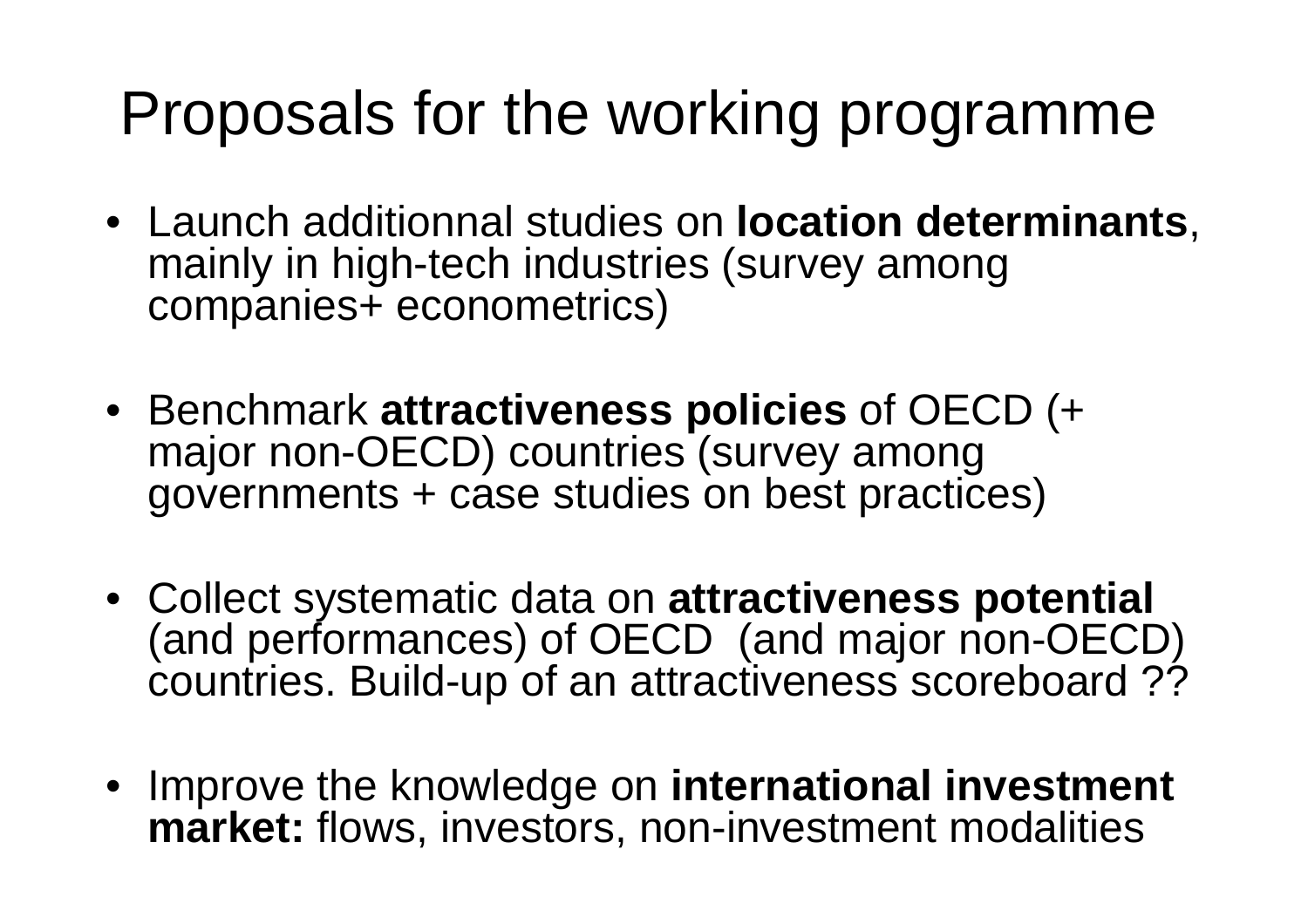# Proposals for the working programme

- Launch additionnal studies on **location determinants**, mainly in high-tech industries (survey among companies+ econometrics)

- Benchmark **attractiveness policies** of OECD (+ major non-OECD) countries (survey among governments + case studies on best practices)

- Collect systematic data on **attractiveness potential** (and performances) of OECD (and major non-OECD) countries. Build-up of an attractiveness scoreboard ??

- Improve the knowledge on **international investment market:** flows, investors, non-investment modalities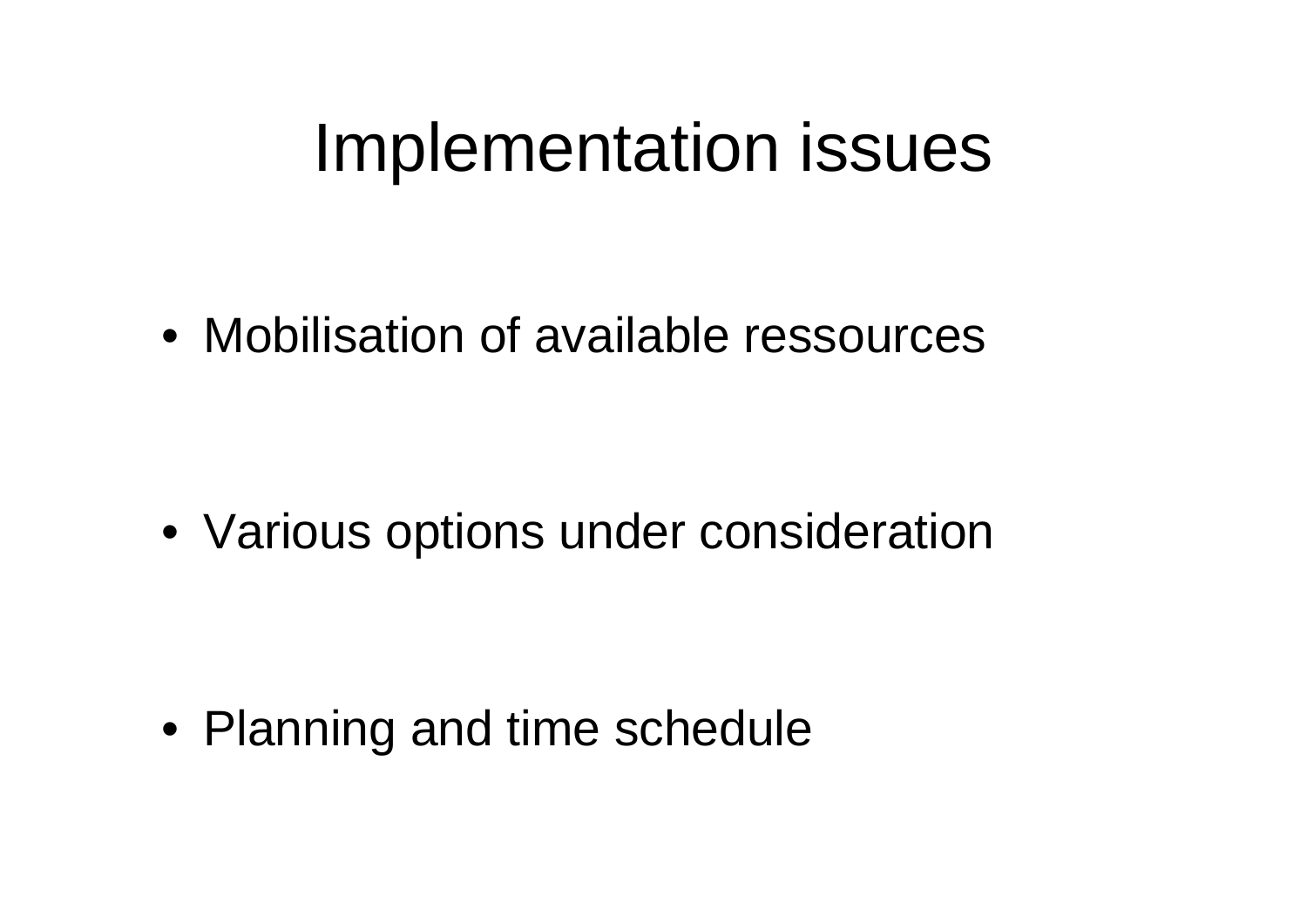# Implementation issues

- Mobilisation of available ressources

- Various options under consideration

- Planning and time schedule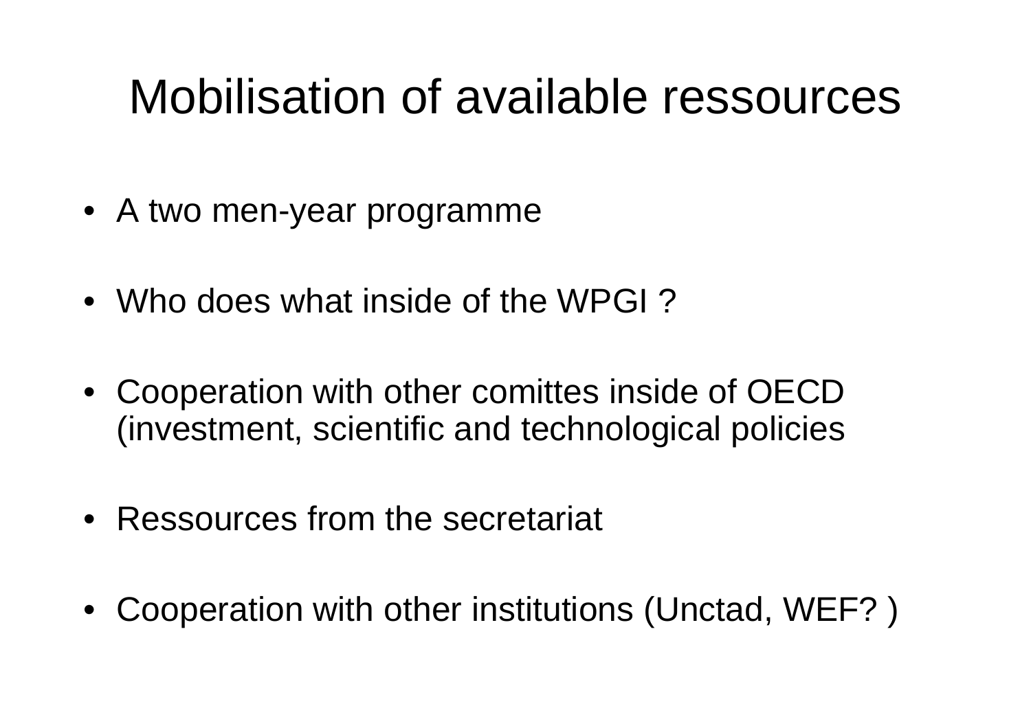# Mobilisation of available ressources

- A two men-year programme
- Who does what inside of the WPGI ?
- Cooperation with other comittes inside of OECD (investment, scientific and technological policies
- Ressources from the secretariat
- Cooperation with other institutions (Unctad, WEF? )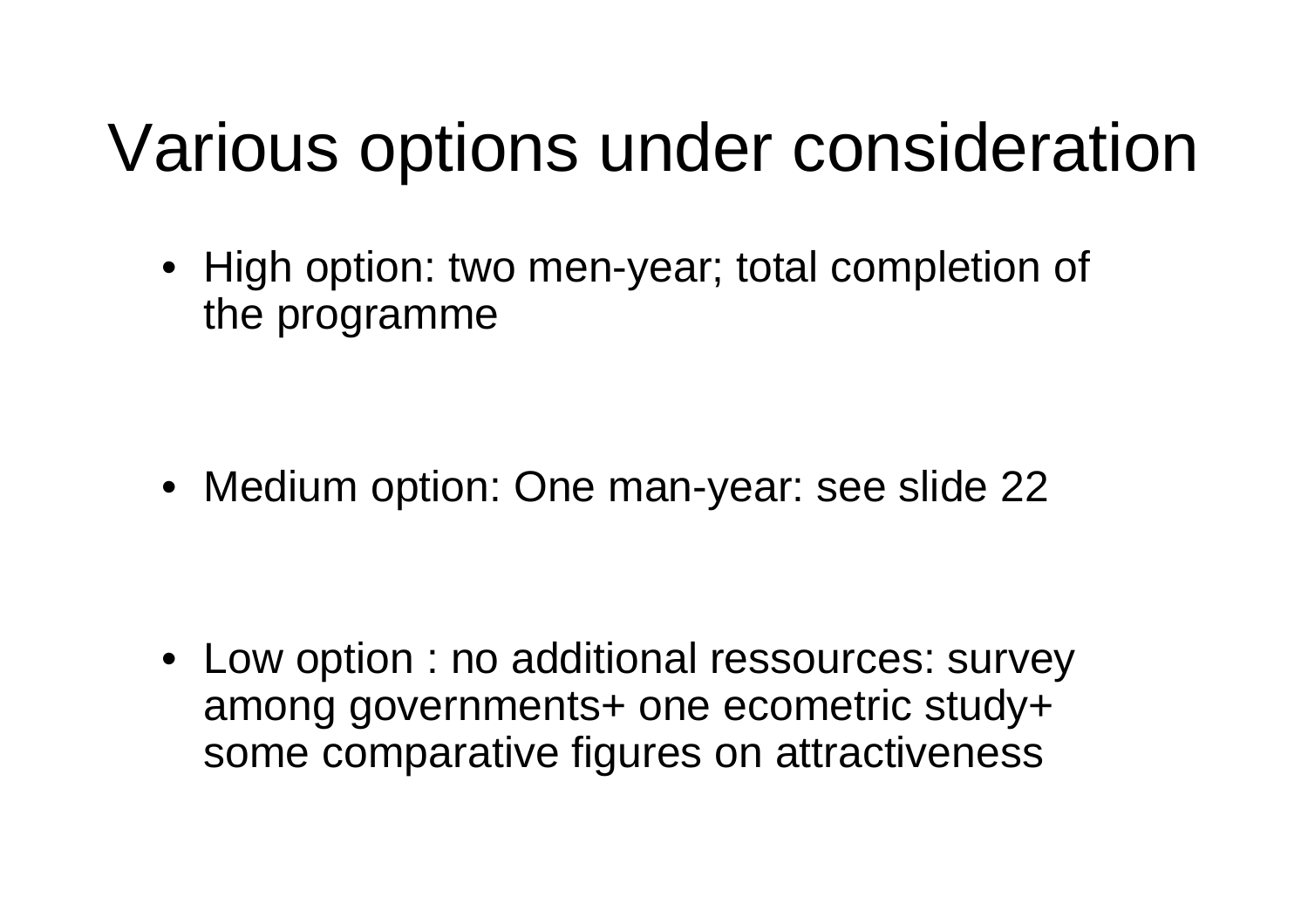# Various options under consideration

- High option: two men-year; total completion of the programme

- Medium option: One man-year: see slide 22

- Low option : no additional ressources: survey among governments+ one ecometric study+ some comparative figures on attractiveness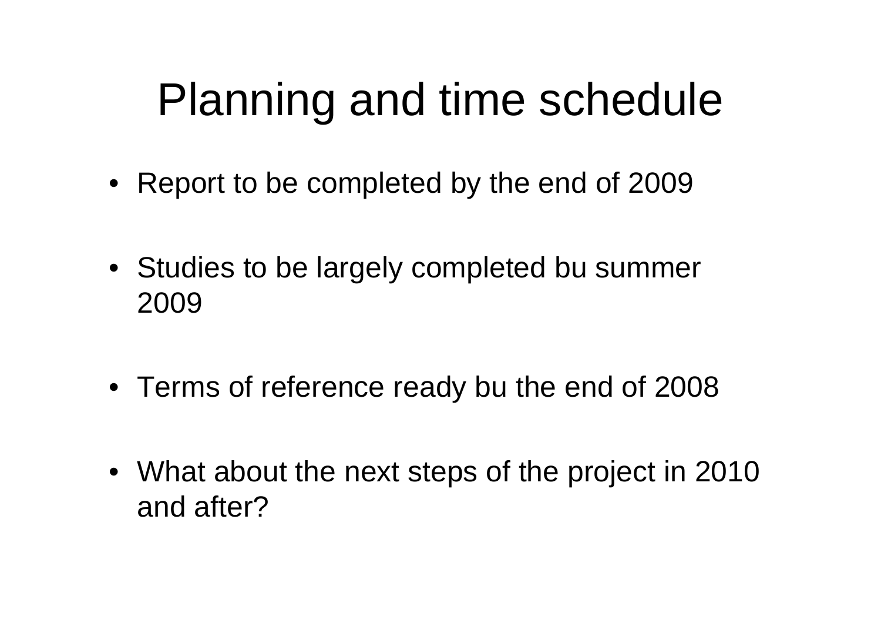# Planning and time schedule

- Report to be completed by the end of 2009
- Studies to be largely completed bu summer 2009
- Terms of reference ready bu the end of 2008
- What about the next steps of the project in 2010 and after?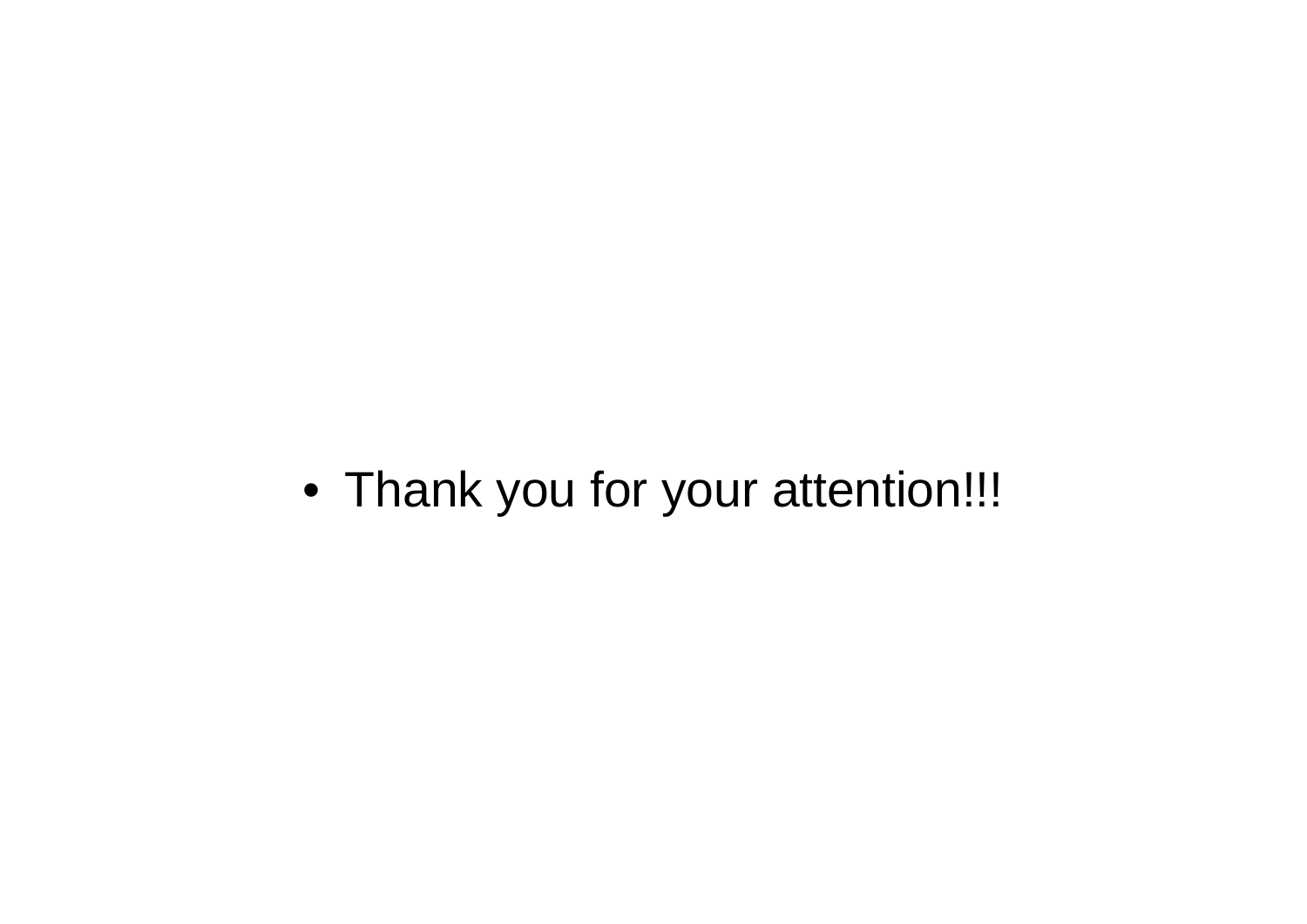- Thank you for your attention!!!